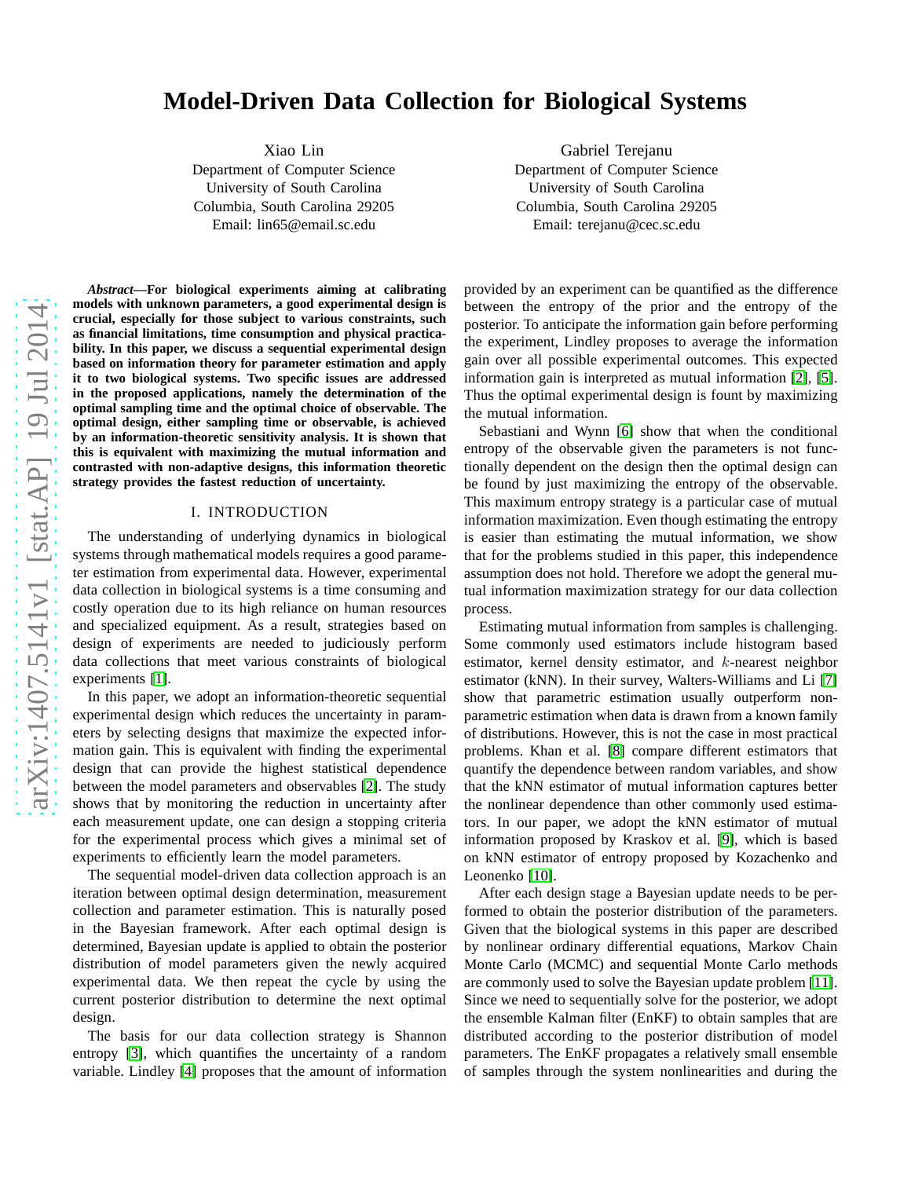# Model-Driven Data Collection for Biological Systems

Xiao Lin
Department of Computer Science
University of South Carolina
Columbia, South Carolina 29205
Email: lin65@email.sc.edu

Gabriel Terejanu
Department of Computer Science
University of South Carolina
Columbia, South Carolina 29205
Email: terejanu@cec.sc.edu

***Abstract*—For biological experiments aiming at calibrating models with unknown parameters, a good experimental design is crucial, especially for those subject to various constraints, such as financial limitations, time consumption and physical practicability. In this paper, we discuss a sequential experimental design based on information theory for parameter estimation and apply it to two biological systems. Two specific issues are addressed in the proposed applications, namely the determination of the optimal sampling time and the optimal choice of observable. The optimal design, either sampling time or observable, is achieved by an information-theoretic sensitivity analysis. It is shown that this is equivalent with maximizing the mutual information and contrasted with non-adaptive designs, this information theoretic strategy provides the fastest reduction of uncertainty.**

## I. Introduction

The understanding of underlying dynamics in biological systems through mathematical models requires a good parameter estimation from experimental data. However, experimental data collection in biological systems is a time consuming and costly operation due to its high reliance on human resources and specialized equipment. As a result, strategies based on design of experiments are needed to judiciously perform data collections that meet various constraints of biological experiments [1].

In this paper, we adopt an information-theoretic sequential experimental design which reduces the uncertainty in parameters by selecting designs that maximize the expected information gain. This is equivalent with finding the experimental design that can provide the highest statistical dependence between the model parameters and observables [2]. The study shows that by monitoring the reduction in uncertainty after each measurement update, one can design a stopping criteria for the experimental process which gives a minimal set of experiments to efficiently learn the model parameters.

The sequential model-driven data collection approach is an iteration between optimal design determination, measurement collection and parameter estimation. This is naturally posed in the Bayesian framework. After each optimal design is determined, Bayesian update is applied to obtain the posterior distribution of model parameters given the newly acquired experimental data. We then repeat the cycle by using the current posterior distribution to determine the next optimal design.

The basis for our data collection strategy is Shannon entropy [3], which quantifies the uncertainty of a random variable. Lindley [4] proposes that the amount of information provided by an experiment can be quantified as the difference between the entropy of the prior and the entropy of the posterior. To anticipate the information gain before performing the experiment, Lindley proposes to average the information gain over all possible experimental outcomes. This expected information gain is interpreted as mutual information [2], [5]. Thus the optimal experimental design is fount by maximizing the mutual information.

Sebastiani and Wynn [6] show that when the conditional entropy of the observable given the parameters is not functionally dependent on the design then the optimal design can be found by just maximizing the entropy of the observable. This maximum entropy strategy is a particular case of mutual information maximization. Even though estimating the entropy is easier than estimating the mutual information, we show that for the problems studied in this paper, this independence assumption does not hold. Therefore we adopt the general mutual information maximization strategy for our data collection process.

Estimating mutual information from samples is challenging. Some commonly used estimators include histogram based estimator, kernel density estimator, and $k$-nearest neighbor estimator (kNN). In their survey, Walters-Williams and Li [7] show that parametric estimation usually outperform nonparametric estimation when data is drawn from a known family of distributions. However, this is not the case in most practical problems. Khan et al. [8] compare different estimators that quantify the dependence between random variables, and show that the kNN estimator of mutual information captures better the nonlinear dependence than other commonly used estimators. In our paper, we adopt the kNN estimator of mutual information proposed by Kraskov et al. [9], which is based on kNN estimator of entropy proposed by Kozachenko and Leonenko [10].

After each design stage a Bayesian update needs to be performed to obtain the posterior distribution of the parameters. Given that the biological systems in this paper are described by nonlinear ordinary differential equations, Markov Chain Monte Carlo (MCMC) and sequential Monte Carlo methods are commonly used to solve the Bayesian update problem [11]. Since we need to sequentially solve for the posterior, we adopt the ensemble Kalman filter (EnKF) to obtain samples that are distributed according to the posterior distribution of model parameters. The EnKF propagates a relatively small ensemble of samples through the system nonlinearities and during the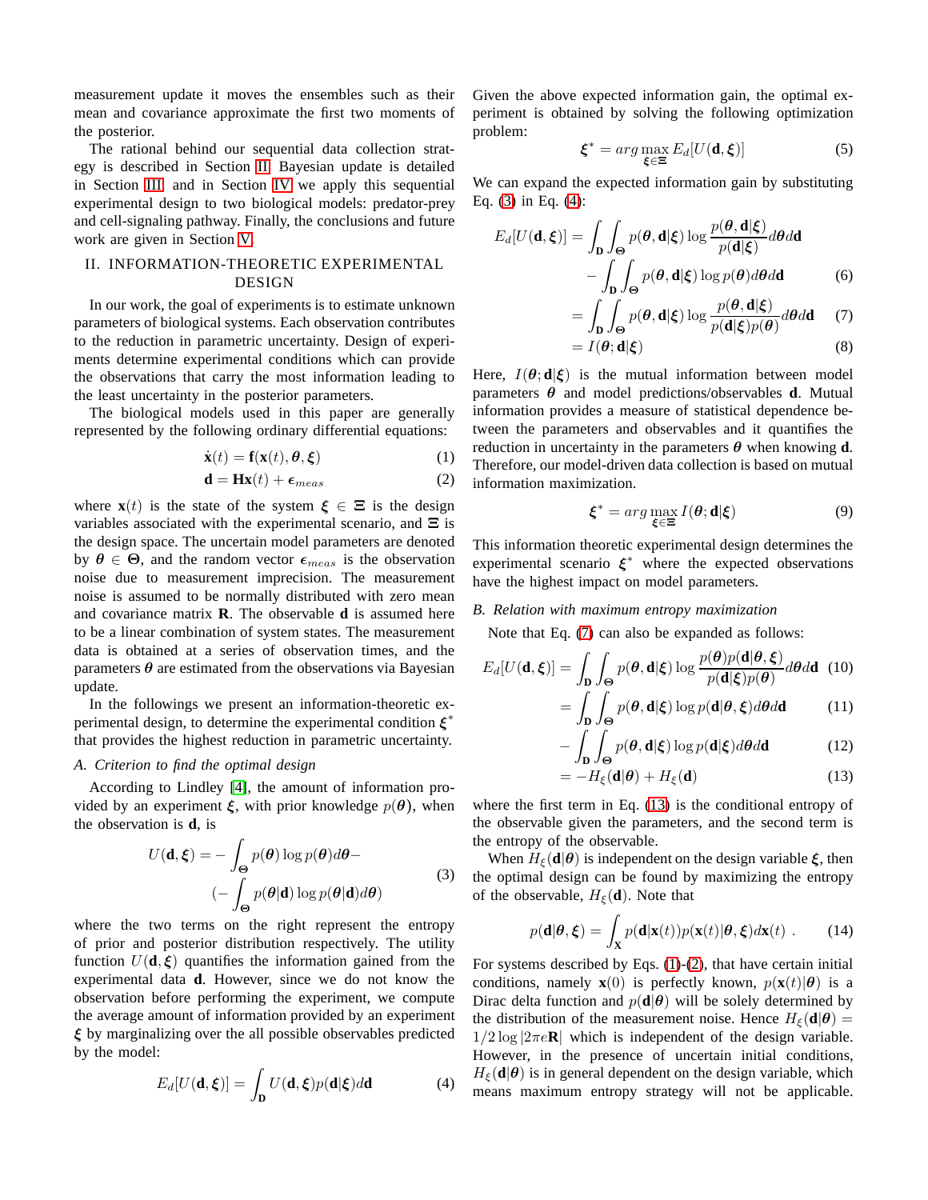measurement update it moves the ensembles such as their mean and covariance approximate the first two moments of the posterior.

The rational behind our sequential data collection strategy is described in Section II. Bayesian update is detailed in Section III and in Section IV we apply this sequential experimental design to two biological models: predator-prey and cell-signaling pathway. Finally, the conclusions and future work are given in Section V.

## II. Information-Theoretic Experimental Design

In our work, the goal of experiments is to estimate unknown parameters of biological systems. Each observation contributes to the reduction in parametric uncertainty. Design of experiments determine experimental conditions which can provide the observations that carry the most information leading to the least uncertainty in the posterior parameters.

The biological models used in this paper are generally represented by the following ordinary differential equations:

$$\dot{\mathbf{x}}(t) = \mathbf{f}(\mathbf{x}(t), \boldsymbol{\theta}, \boldsymbol{\xi}) \tag{1}$$

$$\mathbf{d} = \mathbf{H}\mathbf{x}(t) + \boldsymbol{\epsilon}_{meas} \tag{2}$$

where $\mathbf{x}(t)$ is the state of the system $\boldsymbol{\xi} \in \boldsymbol{\Xi}$ is the design variables associated with the experimental scenario, and $\boldsymbol{\Xi}$ is the design space. The uncertain model parameters are denoted by $\boldsymbol{\theta} \in \boldsymbol{\Theta}$, and the random vector $\boldsymbol{\epsilon}_{meas}$ is the observation noise due to measurement imprecision. The measurement noise is assumed to be normally distributed with zero mean and covariance matrix $\mathbf{R}$. The observable $\mathbf{d}$ is assumed here to be a linear combination of system states. The measurement data is obtained at a series of observation times, and the parameters $\boldsymbol{\theta}$ are estimated from the observations via Bayesian update.

In the followings we present an information-theoretic experimental design, to determine the experimental condition $\boldsymbol{\xi}^*$ that provides the highest reduction in parametric uncertainty.

### A. Criterion to find the optimal design

According to Lindley [4], the amount of information provided by an experiment $\boldsymbol{\xi}$, with prior knowledge $p(\boldsymbol{\theta})$, when the observation is $\mathbf{d}$, is

$$U(\mathbf{d}, \boldsymbol{\xi}) = -\int_{\boldsymbol{\Theta}} p(\boldsymbol{\theta}) \log p(\boldsymbol{\theta}) d\boldsymbol{\theta} - \left(-\int_{\boldsymbol{\Theta}} p(\boldsymbol{\theta}|\mathbf{d}) \log p(\boldsymbol{\theta}|\mathbf{d}) d\boldsymbol{\theta}\right) \tag{3}$$

where the two terms on the right represent the entropy of prior and posterior distribution respectively. The utility function $U(\mathbf{d}, \boldsymbol{\xi})$ quantifies the information gained from the experimental data $\mathbf{d}$. However, since we do not know the observation before performing the experiment, we compute the average amount of information provided by an experiment $\boldsymbol{\xi}$ by marginalizing over the all possible observables predicted by the model:

$$E_d[U(\mathbf{d}, \boldsymbol{\xi})] = \int_{\mathbf{D}} U(\mathbf{d}, \boldsymbol{\xi}) p(\mathbf{d}|\boldsymbol{\xi}) d\mathbf{d} \tag{4}$$

Given the above expected information gain, the optimal experiment is obtained by solving the following optimization problem:

$$\boldsymbol{\xi}^* = arg \max_{\boldsymbol{\xi} \in \boldsymbol{\Xi}} E_d[U(\mathbf{d}, \boldsymbol{\xi})] \tag{5}$$

We can expand the expected information gain by substituting Eq. (3) in Eq. (4):

$$E_d[U(\mathbf{d}, \boldsymbol{\xi})] = \int_{\mathbf{D}} \int_{\boldsymbol{\Theta}} p(\boldsymbol{\theta}, \mathbf{d}|\boldsymbol{\xi}) \log \frac{p(\boldsymbol{\theta}, \mathbf{d}|\boldsymbol{\xi})}{p(\mathbf{d}|\boldsymbol{\xi})} d\boldsymbol{\theta} d\mathbf{d} - \int_{\mathbf{D}} \int_{\boldsymbol{\Theta}} p(\boldsymbol{\theta}, \mathbf{d}|\boldsymbol{\xi}) \log p(\boldsymbol{\theta}) d\boldsymbol{\theta} d\mathbf{d} \tag{6}$$

$$= \int_{\mathbf{D}} \int_{\boldsymbol{\Theta}} p(\boldsymbol{\theta}, \mathbf{d}|\boldsymbol{\xi}) \log \frac{p(\boldsymbol{\theta}, \mathbf{d}|\boldsymbol{\xi})}{p(\mathbf{d}|\boldsymbol{\xi}) p(\boldsymbol{\theta})} d\boldsymbol{\theta} d\mathbf{d} \tag{7}$$

$$= I(\boldsymbol{\theta}; \mathbf{d}|\boldsymbol{\xi}) \tag{8}$$

Here, $I(\boldsymbol{\theta}; \mathbf{d}|\boldsymbol{\xi})$ is the mutual information between model parameters $\boldsymbol{\theta}$ and model predictions/observables $\mathbf{d}$. Mutual information provides a measure of statistical dependence between the parameters and observables and it quantifies the reduction in uncertainty in the parameters $\boldsymbol{\theta}$ when knowing $\mathbf{d}$. Therefore, our model-driven data collection is based on mutual information maximization.

$$\boldsymbol{\xi}^* = arg \max_{\boldsymbol{\xi} \in \boldsymbol{\Xi}} I(\boldsymbol{\theta}; \mathbf{d}|\boldsymbol{\xi}) \tag{9}$$

This information theoretic experimental design determines the experimental scenario $\boldsymbol{\xi}^*$ where the expected observations have the highest impact on model parameters.

### B. Relation with maximum entropy maximization

Note that Eq. (7) can also be expanded as follows:

$$E_d[U(\mathbf{d}, \boldsymbol{\xi})] = \int_{\mathbf{D}} \int_{\boldsymbol{\Theta}} p(\boldsymbol{\theta}, \mathbf{d}|\boldsymbol{\xi}) \log \frac{p(\boldsymbol{\theta}) p(\mathbf{d}|\boldsymbol{\theta}, \boldsymbol{\xi})}{p(\mathbf{d}|\boldsymbol{\xi}) p(\boldsymbol{\theta})} d\boldsymbol{\theta} d\mathbf{d} \tag{10}$$

$$= \int_{\mathbf{D}} \int_{\boldsymbol{\Theta}} p(\boldsymbol{\theta}, \mathbf{d}|\boldsymbol{\xi}) \log p(\mathbf{d}|\boldsymbol{\theta}, \boldsymbol{\xi}) d\boldsymbol{\theta} d\mathbf{d} \tag{11}$$

$$- \int_{\mathbf{D}} \int_{\boldsymbol{\Theta}} p(\boldsymbol{\theta}, \mathbf{d}|\boldsymbol{\xi}) \log p(\mathbf{d}|\boldsymbol{\xi}) d\boldsymbol{\theta} d\mathbf{d} \tag{12}$$

$$= -H_{\xi}(\mathbf{d}|\boldsymbol{\theta}) + H_{\xi}(\mathbf{d}) \tag{13}$$

where the first term in Eq. (13) is the conditional entropy of the observable given the parameters, and the second term is the entropy of the observable.

When $H_{\xi}(\mathbf{d}|\boldsymbol{\theta})$ is independent on the design variable $\boldsymbol{\xi}$, then the optimal design can be found by maximizing the entropy of the observable, $H_{\xi}(\mathbf{d})$. Note that

$$p(\mathbf{d}|\boldsymbol{\theta}, \boldsymbol{\xi}) = \int_{\mathbf{X}} p(\mathbf{d}|\mathbf{x}(t)) p(\mathbf{x}(t)|\boldsymbol{\theta}, \boldsymbol{\xi}) d\mathbf{x}(t) \ . \tag{14}$$

For systems described by Eqs. (1)-(2), that have certain initial conditions, namely $\mathbf{x}(0)$ is perfectly known, $p(\mathbf{x}(t)|\boldsymbol{\theta})$ is a Dirac delta function and $p(\mathbf{d}|\boldsymbol{\theta})$ will be solely determined by the distribution of the measurement noise. Hence $H_{\xi}(\mathbf{d}|\boldsymbol{\theta}) = 1/2 \log |2\pi e \mathbf{R}|$ which is independent of the design variable. However, in the presence of uncertain initial conditions, $H_{\xi}(\mathbf{d}|\boldsymbol{\theta})$ is in general dependent on the design variable, which means maximum entropy strategy will not be applicable.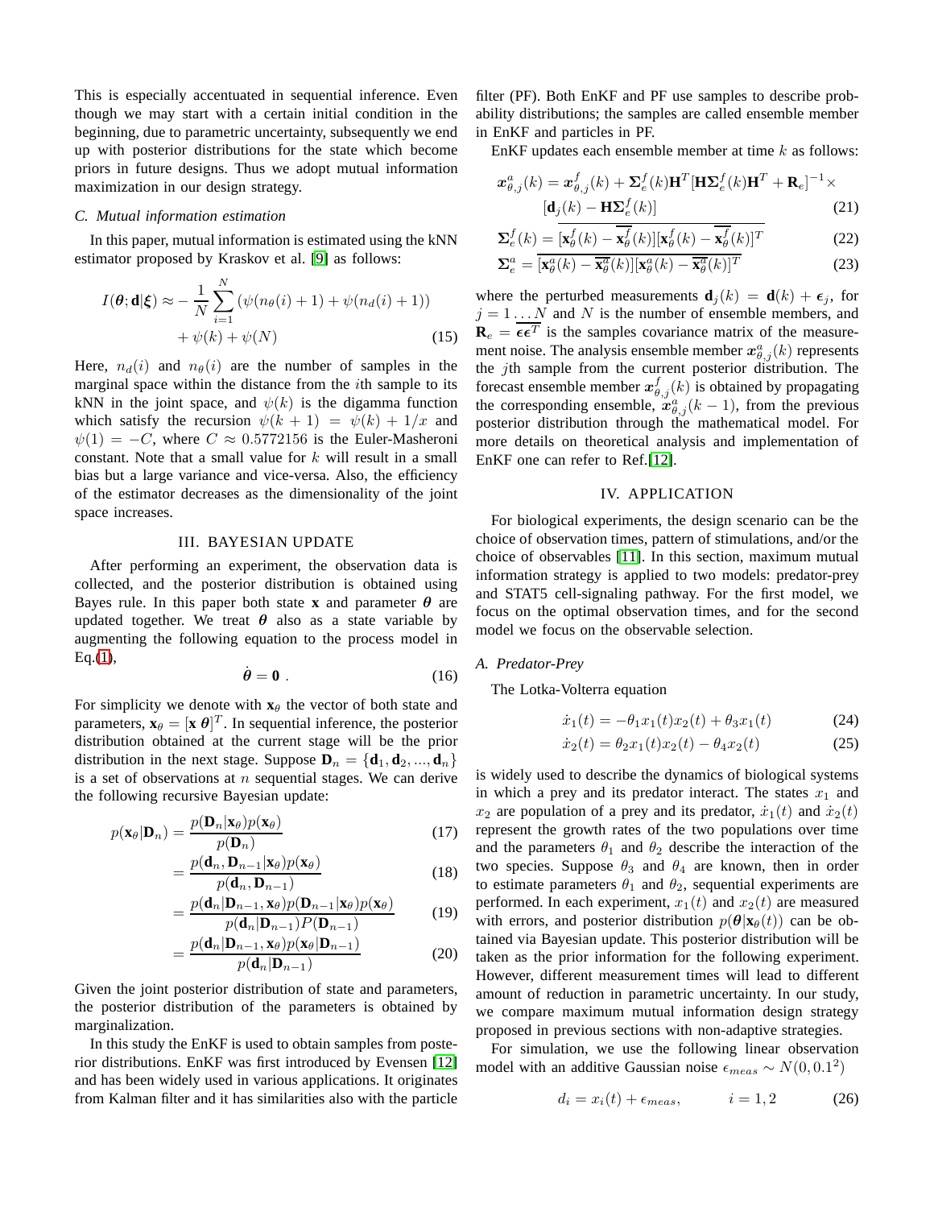This is especially accentuated in sequential inference. Even though we may start with a certain initial condition in the beginning, due to parametric uncertainty, subsequently we end up with posterior distributions for the state which become priors in future designs. Thus we adopt mutual information maximization in our design strategy.

### C. Mutual information estimation

In this paper, mutual information is estimated using the kNN estimator proposed by Kraskov et al. [9] as follows:

$$I(\boldsymbol{\theta};\mathbf{d}|\boldsymbol{\xi}) \approx -\frac{1}{N}\sum_{i=1}^{N}\left(\psi(n_\theta(i)+1)+\psi(n_d(i)+1)\right) + \psi(k)+\psi(N) \tag{15}$$

Here, $n_d(i)$ and $n_\theta(i)$ are the number of samples in the marginal space within the distance from the $i$th sample to its kNN in the joint space, and $\psi(k)$ is the digamma function which satisfy the recursion $\psi(k+1) = \psi(k) + 1/x$ and $\psi(1) = -C$, where $C \approx 0.5772156$ is the Euler-Masheroni constant. Note that a small value for $k$ will result in a small bias but a large variance and vice-versa. Also, the efficiency of the estimator decreases as the dimensionality of the joint space increases.

## III. BAYESIAN UPDATE

After performing an experiment, the observation data is collected, and the posterior distribution is obtained using Bayes rule. In this paper both state $\mathbf{x}$ and parameter $\boldsymbol{\theta}$ are updated together. We treat $\boldsymbol{\theta}$ also as a state variable by augmenting the following equation to the process model in Eq.(1),

$$\dot{\boldsymbol{\theta}} = \mathbf{0}\ . \tag{16}$$

For simplicity we denote with $\mathbf{x}_\theta$ the vector of both state and parameters, $\mathbf{x}_\theta = [\mathbf{x}\ \boldsymbol{\theta}]^T$. In sequential inference, the posterior distribution obtained at the current stage will be the prior distribution in the next stage. Suppose $\mathbf{D}_n = \{\mathbf{d}_1, \mathbf{d}_2, ..., \mathbf{d}_n\}$ is a set of observations at $n$ sequential stages. We can derive the following recursive Bayesian update:

$$p(\mathbf{x}_\theta|\mathbf{D}_n) = \frac{p(\mathbf{D}_n|\mathbf{x}_\theta)p(\mathbf{x}_\theta)}{p(\mathbf{D}_n)} \tag{17}$$

$$= \frac{p(\mathbf{d}_n, \mathbf{D}_{n-1}|\mathbf{x}_\theta)p(\mathbf{x}_\theta)}{p(\mathbf{d}_n, \mathbf{D}_{n-1})} \tag{18}$$

$$= \frac{p(\mathbf{d}_n|\mathbf{D}_{n-1}, \mathbf{x}_\theta)p(\mathbf{D}_{n-1}|\mathbf{x}_\theta)p(\mathbf{x}_\theta)}{p(\mathbf{d}_n|\mathbf{D}_{n-1})P(\mathbf{D}_{n-1})} \tag{19}$$

$$= \frac{p(\mathbf{d}_n|\mathbf{D}_{n-1}, \mathbf{x}_\theta)p(\mathbf{x}_\theta|\mathbf{D}_{n-1})}{p(\mathbf{d}_n|\mathbf{D}_{n-1})} \tag{20}$$

Given the joint posterior distribution of state and parameters, the posterior distribution of the parameters is obtained by marginalization.

In this study the EnKF is used to obtain samples from posterior distributions. EnKF was first introduced by Evensen [12] and has been widely used in various applications. It originates from Kalman filter and it has similarities also with the particle filter (PF). Both EnKF and PF use samples to describe probability distributions; the samples are called ensemble member in EnKF and particles in PF.

EnKF updates each ensemble member at time $k$ as follows:

$$\boldsymbol{x}^a_{\theta,j}(k) = \boldsymbol{x}^f_{\theta,j}(k) + \boldsymbol{\Sigma}^f_e(k)\mathbf{H}^T[\mathbf{H}\boldsymbol{\Sigma}^f_e(k)\mathbf{H}^T + \mathbf{R}_e]^{-1}\times [\mathbf{d}_j(k) - \mathbf{H}\boldsymbol{\Sigma}^f_e(k)] \tag{21}$$

$$\boldsymbol{\Sigma}^f_e(k) = \overline{[\mathbf{x}^f_\theta(k) - \overline{\mathbf{x}^f_\theta}(k)][\mathbf{x}^f_\theta(k) - \overline{\mathbf{x}^f_\theta}(k)]^T} \tag{22}$$

$$\boldsymbol{\Sigma}^a_e = \overline{[\mathbf{x}^a_\theta(k) - \overline{\mathbf{x}^a_\theta}(k)][\mathbf{x}^a_\theta(k) - \overline{\mathbf{x}^a_\theta}(k)]^T} \tag{23}$$

where the perturbed measurements $\mathbf{d}_j(k) = \mathbf{d}(k) + \boldsymbol{\epsilon}_j$, for $j = 1 \ldots N$ and $N$ is the number of ensemble members, and $\mathbf{R}_e = \overline{\boldsymbol{\epsilon}\boldsymbol{\epsilon}^T}$ is the samples covariance matrix of the measurement noise. The analysis ensemble member $\boldsymbol{x}^a_{\theta,j}(k)$ represents the $j$th sample from the current posterior distribution. The forecast ensemble member $\boldsymbol{x}^f_{\theta,j}(k)$ is obtained by propagating the corresponding ensemble, $\boldsymbol{x}^a_{\theta,j}(k-1)$, from the previous posterior distribution through the mathematical model. For more details on theoretical analysis and implementation of EnKF one can refer to Ref.[12].

## IV. APPLICATION

For biological experiments, the design scenario can be the choice of observation times, pattern of stimulations, and/or the choice of observables [11]. In this section, maximum mutual information strategy is applied to two models: predator-prey and STAT5 cell-signaling pathway. For the first model, we focus on the optimal observation times, and for the second model we focus on the observable selection.

### A. Predator-Prey

The Lotka-Volterra equation

$$\dot{x}_1(t) = -\theta_1 x_1(t)x_2(t) + \theta_3 x_1(t) \tag{24}$$

$$\dot{x}_2(t) = \theta_2 x_1(t)x_2(t) - \theta_4 x_2(t) \tag{25}$$

is widely used to describe the dynamics of biological systems in which a prey and its predator interact. The states $x_1$ and $x_2$ are population of a prey and its predator, $\dot{x}_1(t)$ and $\dot{x}_2(t)$ represent the growth rates of the two populations over time and the parameters $\theta_1$ and $\theta_2$ describe the interaction of the two species. Suppose $\theta_3$ and $\theta_4$ are known, then in order to estimate parameters $\theta_1$ and $\theta_2$, sequential experiments are performed. In each experiment, $x_1(t)$ and $x_2(t)$ are measured with errors, and posterior distribution $p(\boldsymbol{\theta}|\mathbf{x}_\theta(t))$ can be obtained via Bayesian update. This posterior distribution will be taken as the prior information for the following experiment. However, different measurement times will lead to different amount of reduction in parametric uncertainty. In our study, we compare maximum mutual information design strategy proposed in previous sections with non-adaptive strategies.

For simulation, we use the following linear observation model with an additive Gaussian noise $\epsilon_{meas} \sim N(0, 0.1^2)$

$$d_i = x_i(t) + \epsilon_{meas}, \qquad i = 1, 2 \tag{26}$$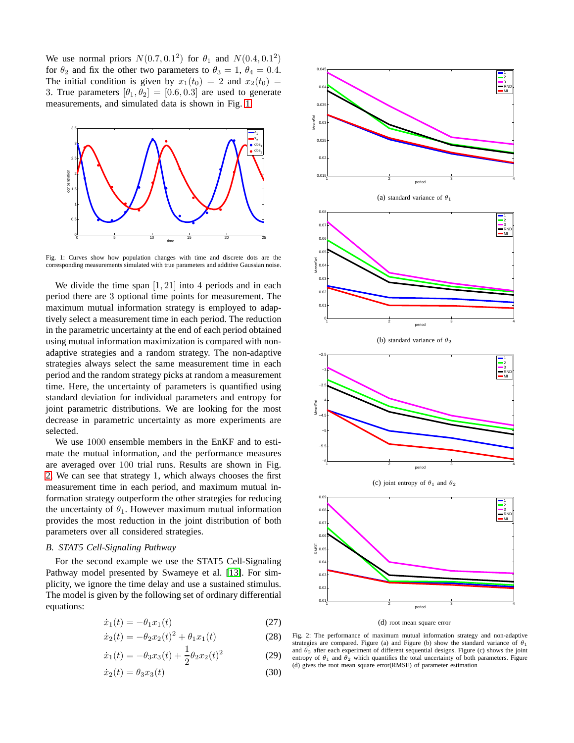We use normal priors $N(0.7, 0.1^2)$ for $\theta_1$ and $N(0.4, 0.1^2)$ for $\theta_2$ and fix the other two parameters to $\theta_3 = 1$, $\theta_4 = 0.4$. The initial condition is given by $x_1(t_0) = 2$ and $x_2(t_0) = 3$. True parameters $[\theta_1, \theta_2] = [0.6, 0.3]$ are used to generate measurements, and simulated data is shown in Fig. 1

Fig. 1: Curves show how population changes with time and discrete dots are the corresponding measurements simulated with true parameters and additive Gaussian noise.

We divide the time span $[1, 21]$ into 4 periods and in each period there are 3 optional time points for measurement. The maximum mutual information strategy is employed to adaptively select a measurement time in each period. The reduction in the parametric uncertainty at the end of each period obtained using mutual information maximization is compared with non-adaptive strategies and a random strategy. The non-adaptive strategies always select the same measurement time in each period and the random strategy picks at random a measurement time. Here, the uncertainty of parameters is quantified using standard deviation for individual parameters and entropy for joint parametric distributions. We are looking for the most decrease in parametric uncertainty as more experiments are selected.

We use 1000 ensemble members in the EnKF and to estimate the mutual information, and the performance measures are averaged over 100 trial runs. Results are shown in Fig. 2. We can see that strategy 1, which always chooses the first measurement time in each period, and maximum mutual information strategy outperform the other strategies for reducing the uncertainty of $\theta_1$. However maximum mutual information provides the most reduction in the joint distribution of both parameters over all considered strategies.

### B. STAT5 Cell-Signaling Pathway

For the second example we use the STAT5 Cell-Signaling Pathway model presented by Swameye et al. [13]. For simplicity, we ignore the time delay and use a sustained stimulus. The model is given by the following set of ordinary differential equations:

$$\dot{x}_1(t) = -\theta_1 x_1(t) \tag{27}$$

$$\dot{x}_2(t) = -\theta_2 x_2(t)^2 + \theta_1 x_1(t) \tag{28}$$

$$\dot{x}_1(t) = -\theta_3 x_3(t) + \frac{1}{2}\theta_2 x_2(t)^2 \tag{29}$$

$$\dot{x}_2(t) = \theta_3 x_3(t) \tag{30}$$

(a) standard variance of $\theta_1$

(b) standard variance of $\theta_2$

(c) joint entropy of $\theta_1$ and $\theta_2$

(d) root mean square error

Fig. 2: The performance of maximum mutual information strategy and non-adaptive strategies are compared. Figure (a) and Figure (b) show the standard variance of $\theta_1$ and $\theta_2$ after each experiment of different sequential designs. Figure (c) shows the joint entropy of $\theta_1$ and $\theta_2$ which quantifies the total uncertainty of both parameters. Figure (d) gives the root mean square error(RMSE) of parameter estimation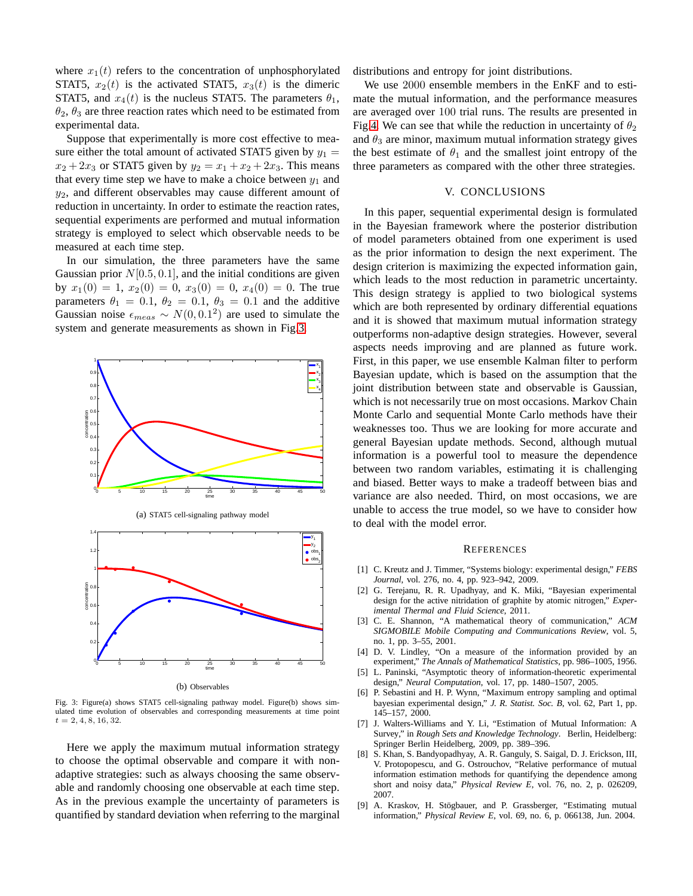where $x_1(t)$ refers to the concentration of unphosphorylated STAT5, $x_2(t)$ is the activated STAT5, $x_3(t)$ is the dimeric STAT5, and $x_4(t)$ is the nucleus STAT5. The parameters $\theta_1$, $\theta_2$, $\theta_3$ are three reaction rates which need to be estimated from experimental data.

Suppose that experimentally is more cost effective to measure either the total amount of activated STAT5 given by $y_1 = x_2 + 2x_3$ or STAT5 given by $y_2 = x_1 + x_2 + 2x_3$. This means that every time step we have to make a choice between $y_1$ and $y_2$, and different observables may cause different amount of reduction in uncertainty. In order to estimate the reaction rates, sequential experiments are performed and mutual information strategy is employed to select which observable needs to be measured at each time step.

In our simulation, the three parameters have the same Gaussian prior $N[0.5, 0.1]$, and the initial conditions are given by $x_1(0) = 1$, $x_2(0) = 0$, $x_3(0) = 0$, $x_4(0) = 0$. The true parameters $\theta_1 = 0.1$, $\theta_2 = 0.1$, $\theta_3 = 0.1$ and the additive Gaussian noise $\epsilon_{meas} \sim N(0, 0.1^2)$ are used to simulate the system and generate measurements as shown in Fig.3.

(a) STAT5 cell-signaling pathway model

(b) Observables

Fig. 3: Figure(a) shows STAT5 cell-signaling pathway model. Figure(b) shows simulated time evolution of observables and corresponding measurements at time point $t = 2, 4, 8, 16, 32$.

Here we apply the maximum mutual information strategy to choose the optimal observable and compare it with non-adaptive strategies: such as always choosing the same observable and randomly choosing one observable at each time step. As in the previous example the uncertainty of parameters is quantified by standard deviation when referring to the marginal distributions and entropy for joint distributions.

We use 2000 ensemble members in the EnKF and to estimate the mutual information, and the performance measures are averaged over 100 trial runs. The results are presented in Fig.4. We can see that while the reduction in uncertainty of $\theta_2$ and $\theta_3$ are minor, maximum mutual information strategy gives the best estimate of $\theta_1$ and the smallest joint entropy of the three parameters as compared with the other three strategies.

## V. Conclusions

In this paper, sequential experimental design is formulated in the Bayesian framework where the posterior distribution of model parameters obtained from one experiment is used as the prior information to design the next experiment. The design criterion is maximizing the expected information gain, which leads to the most reduction in parametric uncertainty. This design strategy is applied to two biological systems which are both represented by ordinary differential equations and it is showed that maximum mutual information strategy outperforms non-adaptive design strategies. However, several aspects needs improving and are planned as future work. First, in this paper, we use ensemble Kalman filter to perform Bayesian update, which is based on the assumption that the joint distribution between state and observable is Gaussian, which is not necessarily true on most occasions. Markov Chain Monte Carlo and sequential Monte Carlo methods have their weaknesses too. Thus we are looking for more accurate and general Bayesian update methods. Second, although mutual information is a powerful tool to measure the dependence between two random variables, estimating it is challenging and biased. Better ways to make a tradeoff between bias and variance are also needed. Third, on most occasions, we are unable to access the true model, so we have to consider how to deal with the model error.

## References

[1] C. Kreutz and J. Timmer, "Systems biology: experimental design," *FEBS Journal*, vol. 276, no. 4, pp. 923–942, 2009.

[2] G. Terejanu, R. R. Upadhyay, and K. Miki, "Bayesian experimental design for the active nitridation of graphite by atomic nitrogen," *Experimental Thermal and Fluid Science*, 2011.

[3] C. E. Shannon, "A mathematical theory of communication," *ACM SIGMOBILE Mobile Computing and Communications Review*, vol. 5, no. 1, pp. 3–55, 2001.

[4] D. V. Lindley, "On a measure of the information provided by an experiment," *The Annals of Mathematical Statistics*, pp. 986–1005, 1956.

[5] L. Paninski, "Asymptotic theory of information-theoretic experimental design," *Neural Computation*, vol. 17, pp. 1480–1507, 2005.

[6] P. Sebastini and H. P. Wynn, "Maximum entropy sampling and optimal bayesian experimental design," *J. R. Statist. Soc. B*, vol. 62, Part 1, pp. 145–157, 2000.

[7] J. Walters-Williams and Y. Li, "Estimation of Mutual Information: A Survey," in *Rough Sets and Knowledge Technology*. Berlin, Heidelberg: Springer Berlin Heidelberg, 2009, pp. 389–396.

[8] S. Khan, S. Bandyopadhyay, A. R. Ganguly, S. Saigal, D. J. Erickson, III, V. Protopopescu, and G. Ostrouchov, "Relative performance of mutual information estimation methods for quantifying the dependence among short and noisy data," *Physical Review E*, vol. 76, no. 2, p. 026209, 2007.

[9] A. Kraskov, H. Stögbauer, and P. Grassberger, "Estimating mutual information," *Physical Review E*, vol. 69, no. 6, p. 066138, Jun. 2004.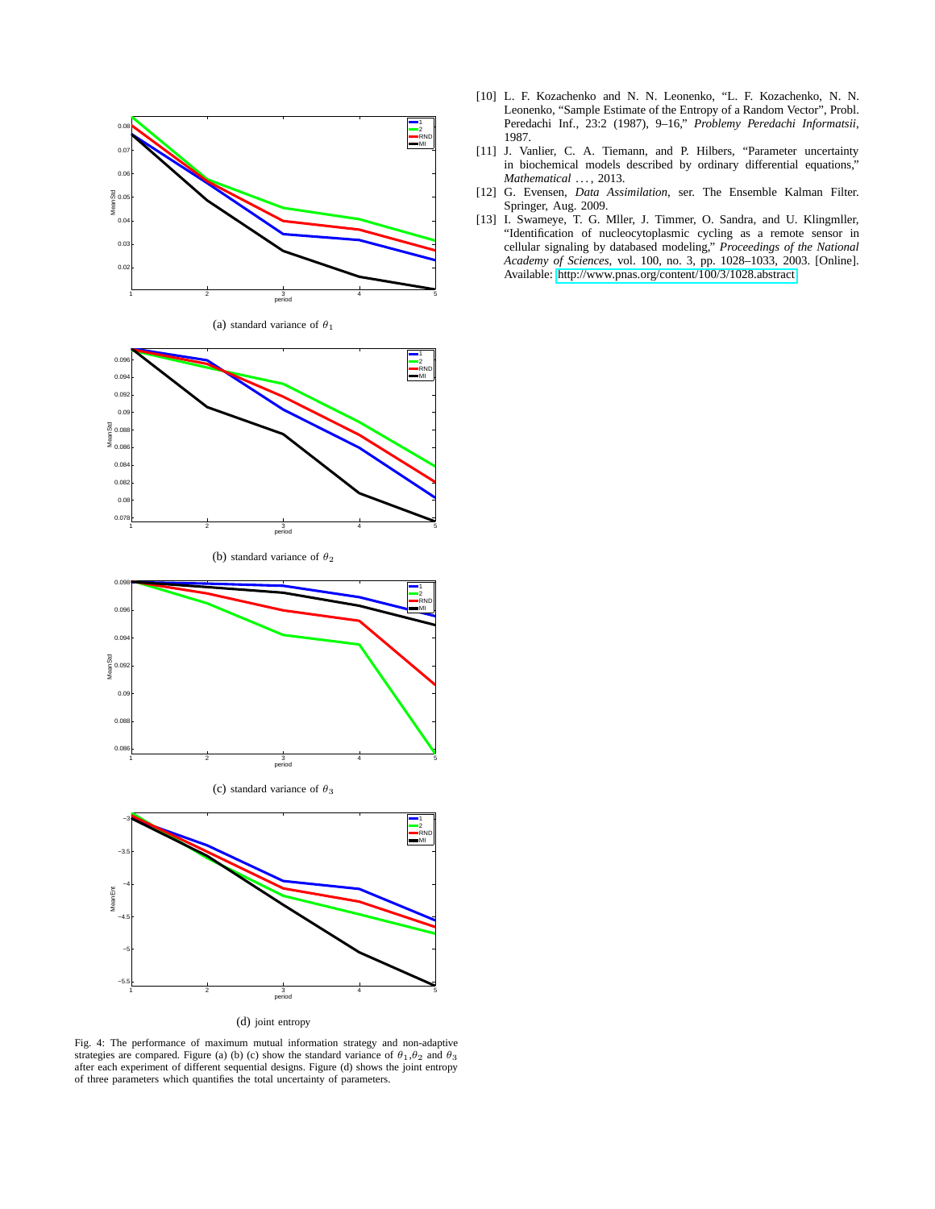0.08
0.07
0.06
0.05
0.04
0.03
0.02
MeanStd
1
2
3
4
5
period
1
2
RND
MI

(a) standard variance of $\theta_1$

0.096
0.094
0.092
0.09
0.088
0.086
0.084
0.082
0.08
0.078
MeanStd
1
2
3
4
5
period
1
2
RND
MI

(b) standard variance of $\theta_2$

0.098
0.096
0.094
0.092
0.09
0.088
0.086
MeanStd
1
2
3
4
5
period
1
2
RND
MI

(c) standard variance of $\theta_3$

−3
−3.5
−4
−4.5
−5
−5.5
MeanEnt
1
2
3
4
5
period
1
2
RND
MI

(d) joint entropy

Fig. 4: The performance of maximum mutual information strategy and non-adaptive strategies are compared. Figure (a) (b) (c) show the standard variance of $\theta_1$,$\theta_2$ and $\theta_3$ after each experiment of different sequential designs. Figure (d) shows the joint entropy of three parameters which quantifies the total uncertainty of parameters.

[10] L. F. Kozachenko and N. N. Leonenko, "L. F. Kozachenko, N. N. Leonenko, "Sample Estimate of the Entropy of a Random Vector", Probl. Peredachi Inf., 23:2 (1987), 9–16," *Problemy Peredachi Informatsii*, 1987.

[11] J. Vanlier, C. A. Tiemann, and P. Hilbers, "Parameter uncertainty in biochemical models described by ordinary differential equations," *Mathematical ...*, 2013.

[12] G. Evensen, *Data Assimilation*, ser. The Ensemble Kalman Filter. Springer, Aug. 2009.

[13] I. Swameye, T. G. Mller, J. Timmer, O. Sandra, and U. Klingmller, "Identification of nucleocytoplasmic cycling as a remote sensor in cellular signaling by databased modeling," *Proceedings of the National Academy of Sciences*, vol. 100, no. 3, pp. 1028–1033, 2003. [Online]. Available: http://www.pnas.org/content/100/3/1028.abstract